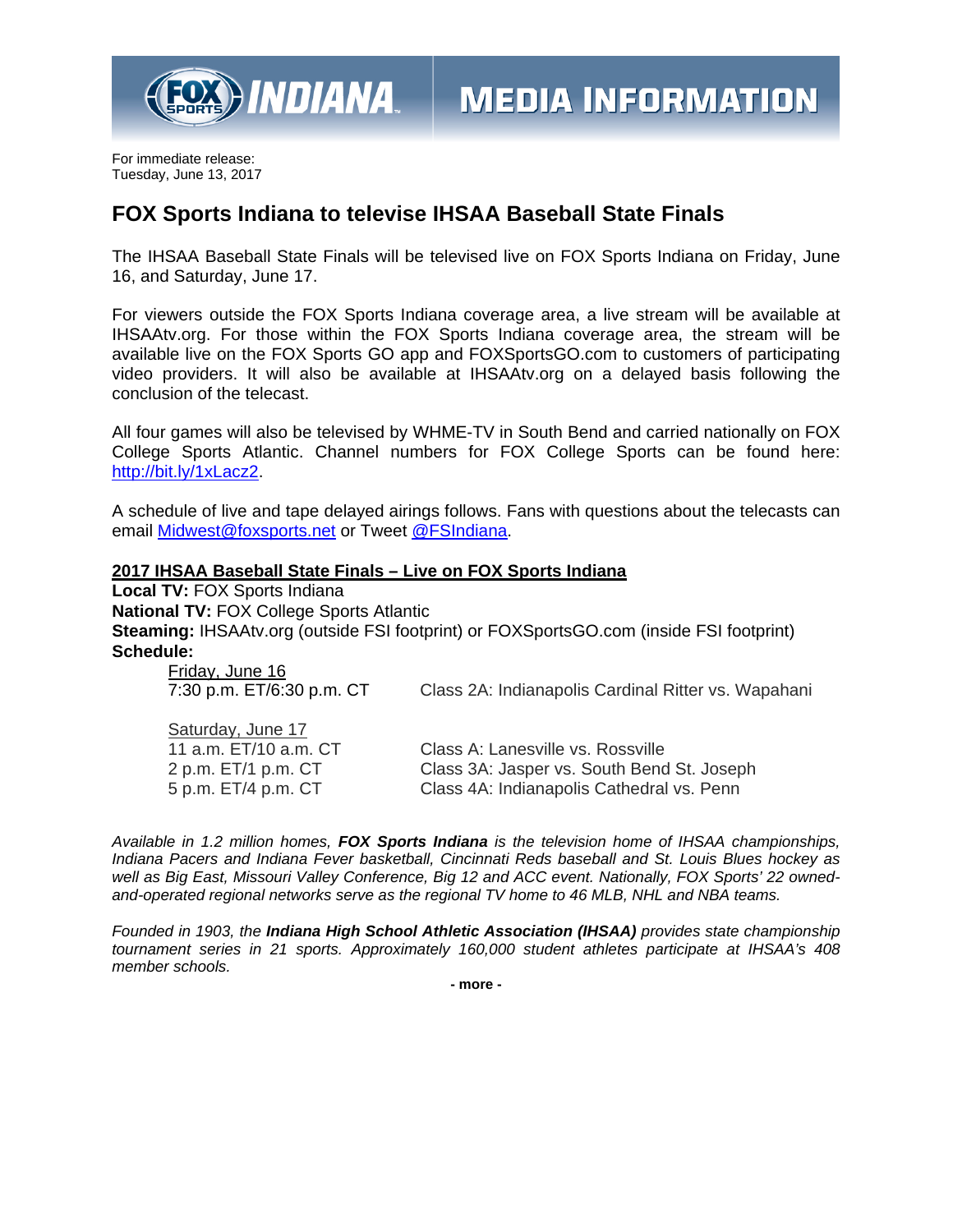FOX SPORTS INDIANA — MEDIA INFORMATION

For immediate release:
Tuesday, June 13, 2017

# FOX Sports Indiana to televise IHSAA Baseball State Finals

The IHSAA Baseball State Finals will be televised live on FOX Sports Indiana on Friday, June 16, and Saturday, June 17.

For viewers outside the FOX Sports Indiana coverage area, a live stream will be available at IHSAAtv.org. For those within the FOX Sports Indiana coverage area, the stream will be available live on the FOX Sports GO app and FOXSportsGO.com to customers of participating video providers. It will also be available at IHSAAtv.org on a delayed basis following the conclusion of the telecast.

All four games will also be televised by WHME-TV in South Bend and carried nationally on FOX College Sports Atlantic. Channel numbers for FOX College Sports can be found here: http://bit.ly/1xLacz2.

A schedule of live and tape delayed airings follows. Fans with questions about the telecasts can email Midwest@foxsports.net or Tweet @FSIndiana.

**2017 IHSAA Baseball State Finals – Live on FOX Sports Indiana**
**Local TV:** FOX Sports Indiana
**National TV:** FOX College Sports Atlantic
**Steaming:** IHSAAtv.org (outside FSI footprint) or FOXSportsGO.com (inside FSI footprint)
**Schedule:**

Friday, June 16

| | |
|---|---|
| 7:30 p.m. ET/6:30 p.m. CT | Class 2A: Indianapolis Cardinal Ritter vs. Wapahani |

Saturday, June 17

| | |
|---|---|
| 11 a.m. ET/10 a.m. CT | Class A: Lanesville vs. Rossville |
| 2 p.m. ET/1 p.m. CT | Class 3A: Jasper vs. South Bend St. Joseph |
| 5 p.m. ET/4 p.m. CT | Class 4A: Indianapolis Cathedral vs. Penn |

*Available in 1.2 million homes, **FOX Sports Indiana** is the television home of IHSAA championships, Indiana Pacers and Indiana Fever basketball, Cincinnati Reds baseball and St. Louis Blues hockey as well as Big East, Missouri Valley Conference, Big 12 and ACC event. Nationally, FOX Sports' 22 owned-and-operated regional networks serve as the regional TV home to 46 MLB, NHL and NBA teams.*

*Founded in 1903, the **Indiana High School Athletic Association (IHSAA)** provides state championship tournament series in 21 sports. Approximately 160,000 student athletes participate at IHSAA's 408 member schools.*

**- more -**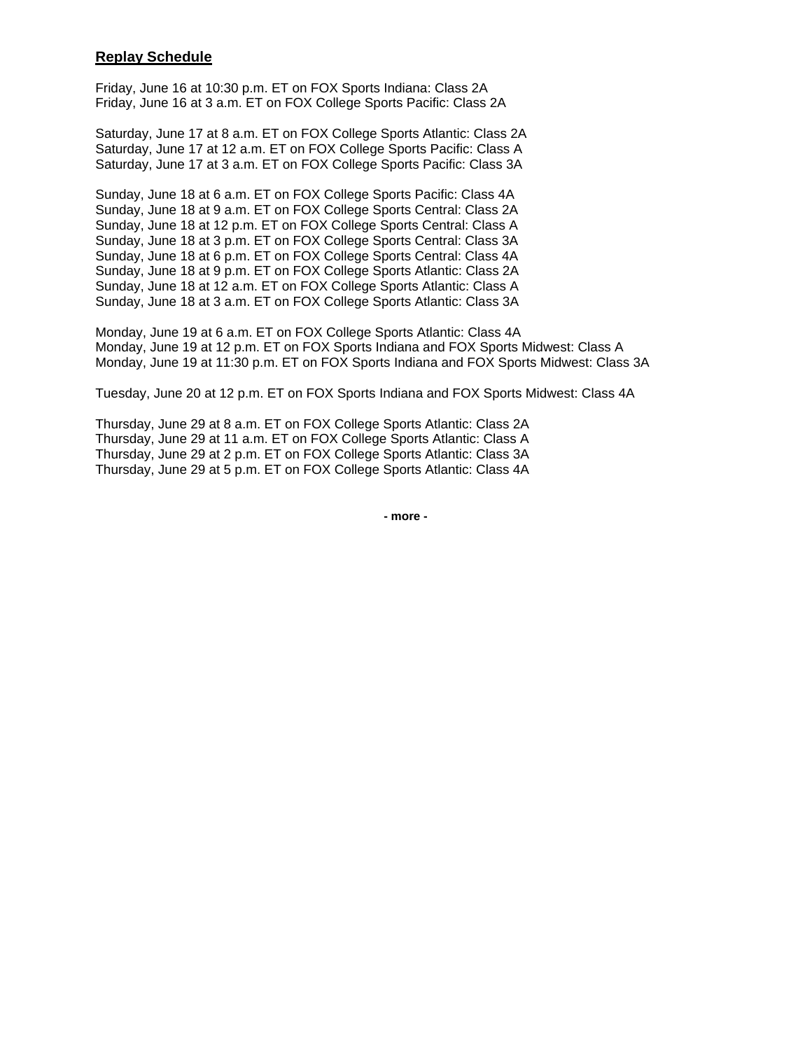## Replay Schedule

Friday, June 16 at 10:30 p.m. ET on FOX Sports Indiana: Class 2A
Friday, June 16 at 3 a.m. ET on FOX College Sports Pacific: Class 2A

Saturday, June 17 at 8 a.m. ET on FOX College Sports Atlantic: Class 2A
Saturday, June 17 at 12 a.m. ET on FOX College Sports Pacific: Class A
Saturday, June 17 at 3 a.m. ET on FOX College Sports Pacific: Class 3A

Sunday, June 18 at 6 a.m. ET on FOX College Sports Pacific: Class 4A
Sunday, June 18 at 9 a.m. ET on FOX College Sports Central: Class 2A
Sunday, June 18 at 12 p.m. ET on FOX College Sports Central: Class A
Sunday, June 18 at 3 p.m. ET on FOX College Sports Central: Class 3A
Sunday, June 18 at 6 p.m. ET on FOX College Sports Central: Class 4A
Sunday, June 18 at 9 p.m. ET on FOX College Sports Atlantic: Class 2A
Sunday, June 18 at 12 a.m. ET on FOX College Sports Atlantic: Class A
Sunday, June 18 at 3 a.m. ET on FOX College Sports Atlantic: Class 3A

Monday, June 19 at 6 a.m. ET on FOX College Sports Atlantic: Class 4A
Monday, June 19 at 12 p.m. ET on FOX Sports Indiana and FOX Sports Midwest: Class A
Monday, June 19 at 11:30 p.m. ET on FOX Sports Indiana and FOX Sports Midwest: Class 3A

Tuesday, June 20 at 12 p.m. ET on FOX Sports Indiana and FOX Sports Midwest: Class 4A

Thursday, June 29 at 8 a.m. ET on FOX College Sports Atlantic: Class 2A
Thursday, June 29 at 11 a.m. ET on FOX College Sports Atlantic: Class A
Thursday, June 29 at 2 p.m. ET on FOX College Sports Atlantic: Class 3A
Thursday, June 29 at 5 p.m. ET on FOX College Sports Atlantic: Class 4A

**- more -**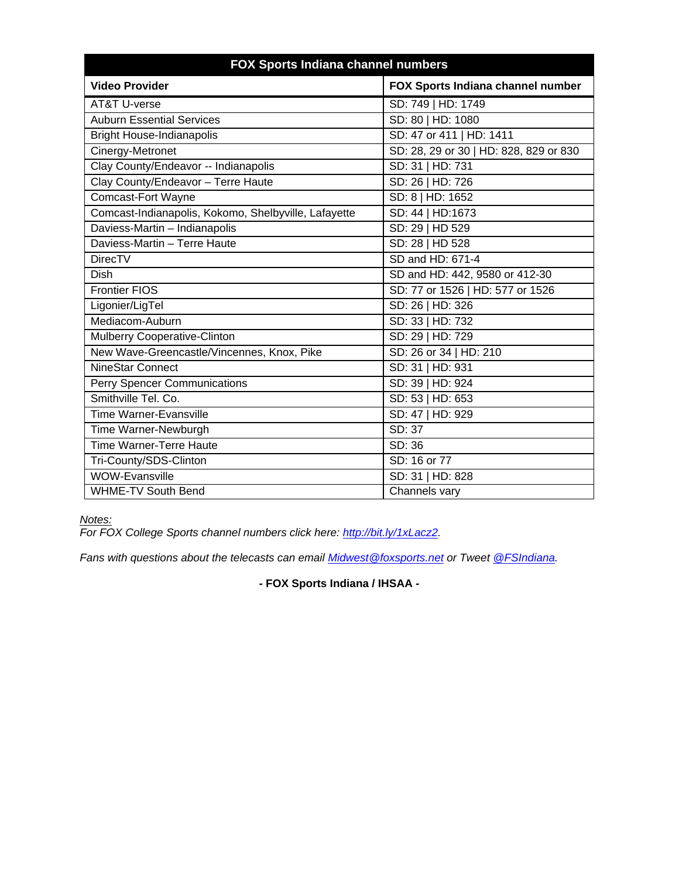| FOX Sports Indiana channel numbers | |
|---|---|
| **Video Provider** | **FOX Sports Indiana channel number** |
| AT&T U-verse | SD: 749 \| HD: 1749 |
| Auburn Essential Services | SD: 80 \| HD: 1080 |
| Bright House-Indianapolis | SD: 47 or 411 \| HD: 1411 |
| Cinergy-Metronet | SD: 28, 29 or 30 \| HD: 828, 829 or 830 |
| Clay County/Endeavor -- Indianapolis | SD: 31 \| HD: 731 |
| Clay County/Endeavor – Terre Haute | SD: 26 \| HD: 726 |
| Comcast-Fort Wayne | SD: 8 \| HD: 1652 |
| Comcast-Indianapolis, Kokomo, Shelbyville, Lafayette | SD: 44 \| HD:1673 |
| Daviess-Martin – Indianapolis | SD: 29 \| HD 529 |
| Daviess-Martin – Terre Haute | SD: 28 \| HD 528 |
| DirecTV | SD and HD: 671-4 |
| Dish | SD and HD: 442, 9580 or 412-30 |
| Frontier FIOS | SD: 77 or 1526 \| HD: 577 or 1526 |
| Ligonier/LigTel | SD: 26 \| HD: 326 |
| Mediacom-Auburn | SD: 33 \| HD: 732 |
| Mulberry Cooperative-Clinton | SD: 29 \| HD: 729 |
| New Wave-Greencastle/Vincennes, Knox, Pike | SD: 26 or 34 \| HD: 210 |
| NineStar Connect | SD: 31 \| HD: 931 |
| Perry Spencer Communications | SD: 39 \| HD: 924 |
| Smithville Tel. Co. | SD: 53 \| HD: 653 |
| Time Warner-Evansville | SD: 47 \| HD: 929 |
| Time Warner-Newburgh | SD: 37 |
| Time Warner-Terre Haute | SD: 36 |
| Tri-County/SDS-Clinton | SD: 16 or 77 |
| WOW-Evansville | SD: 31 \| HD: 828 |
| WHME-TV South Bend | Channels vary |

*Notes:*

*For FOX College Sports channel numbers click here: http://bit.ly/1xLacz2.*

*Fans with questions about the telecasts can email Midwest@foxsports.net or Tweet @FSIndiana.*

**- FOX Sports Indiana / IHSAA -**